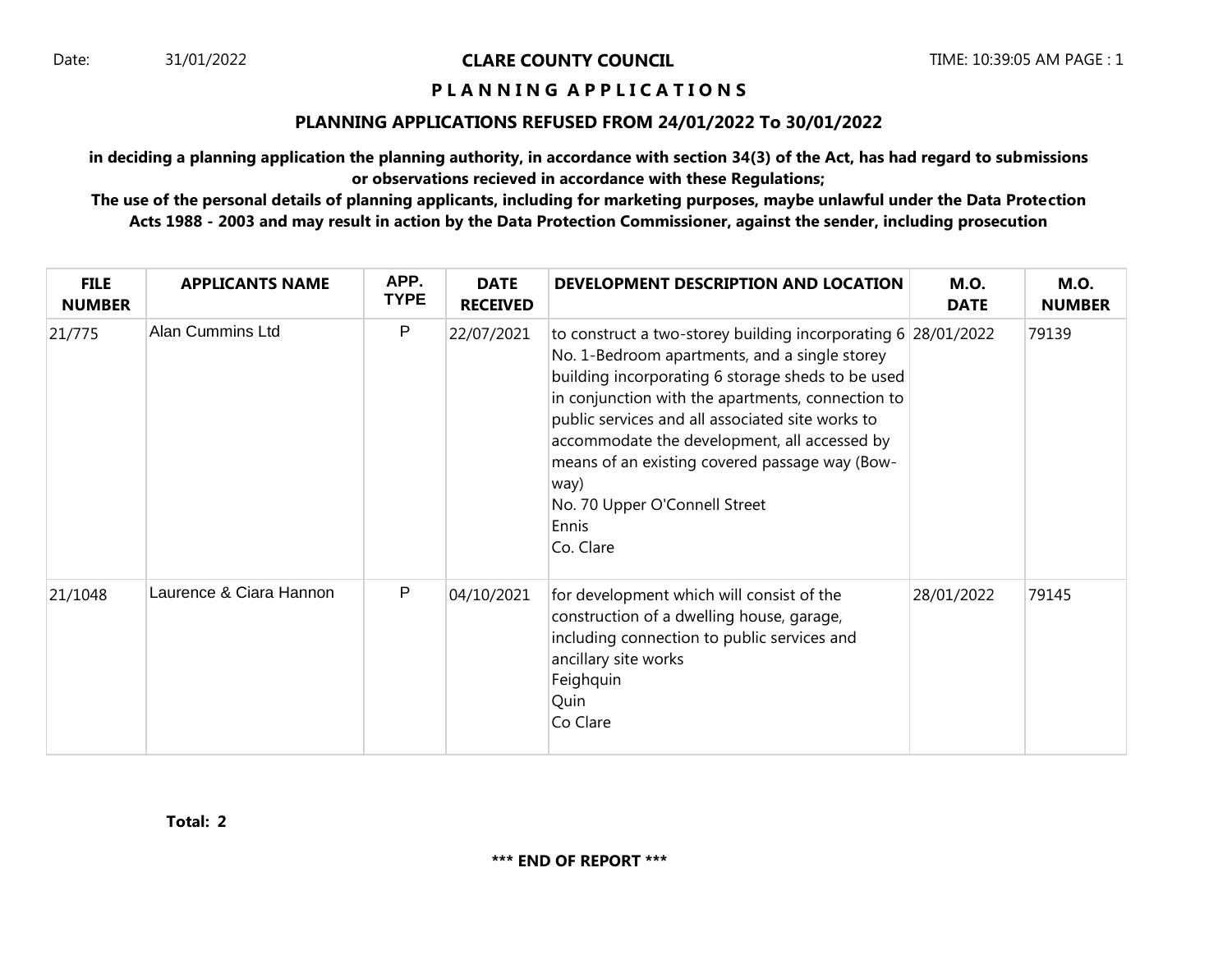Date: 31/01/2022

# CLARE COUNTY COUNCIL

TIME: 10:39:05 AM

## P L A N N I N G  A P P L I C A T I O N S

## PLANNING APPLICATIONS REFUSED FROM 24/01/2022 To 30/01/2022

**in deciding a planning application the planning authority, in accordance with section 34(3) of the Act, has had regard to submissions or observations recieved in accordance with these Regulations;**

**The use of the personal details of planning applicants, including for marketing purposes, maybe unlawful under the Data Protection Acts 1988 - 2003 and may result in action by the Data Protection Commissioner, against the sender, including prosecution**

| FILE NUMBER | APPLICANTS NAME | APP. TYPE | DATE RECEIVED | DEVELOPMENT DESCRIPTION AND LOCATION | M.O. DATE | M.O. NUMBER |
|---|---|---|---|---|---|---|
| 21/775 | Alan Cummins Ltd | P | 22/07/2021 | to construct a two-storey building incorporating 6 No. 1-Bedroom apartments, and a single storey building incorporating 6 storage sheds to be used in conjunction with the apartments, connection to public services and all associated site works to accommodate the development, all accessed by means of an existing covered passage way (Bow-way)<br>No. 70 Upper O'Connell Street<br>Ennis<br>Co. Clare | 28/01/2022 | 79139 |
| 21/1048 | Laurence & Ciara Hannon | P | 04/10/2021 | for development which will consist of the construction of a dwelling house, garage, including connection to public services and ancillary site works<br>Feighquin<br>Quin<br>Co Clare | 28/01/2022 | 79145 |

**Total: 2**

**\*\*\* END OF REPORT \*\*\***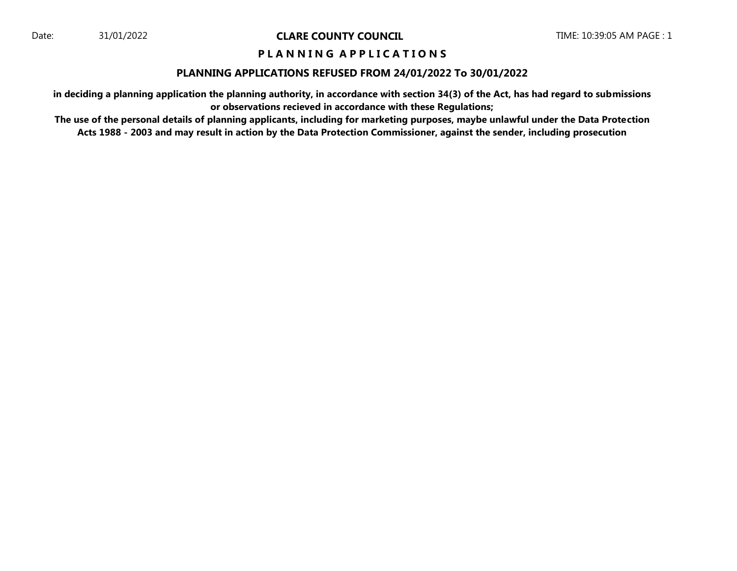**CLARE COUNTY COUNCIL**

**P L A N N I N G A P P L I C A T I O N S**

**PLANNING APPLICATIONS REFUSED FROM 24/01/2022 To 30/01/2022**

**in deciding a planning application the planning authority, in accordance with section 34(3) of the Act, has had regard to submissions or observations recieved in accordance with these Regulations;**

**The use of the personal details of planning applicants, including for marketing purposes, maybe unlawful under the Data Protection Acts 1988 - 2003 and may result in action by the Data Protection Commissioner, against the sender, including prosecution**